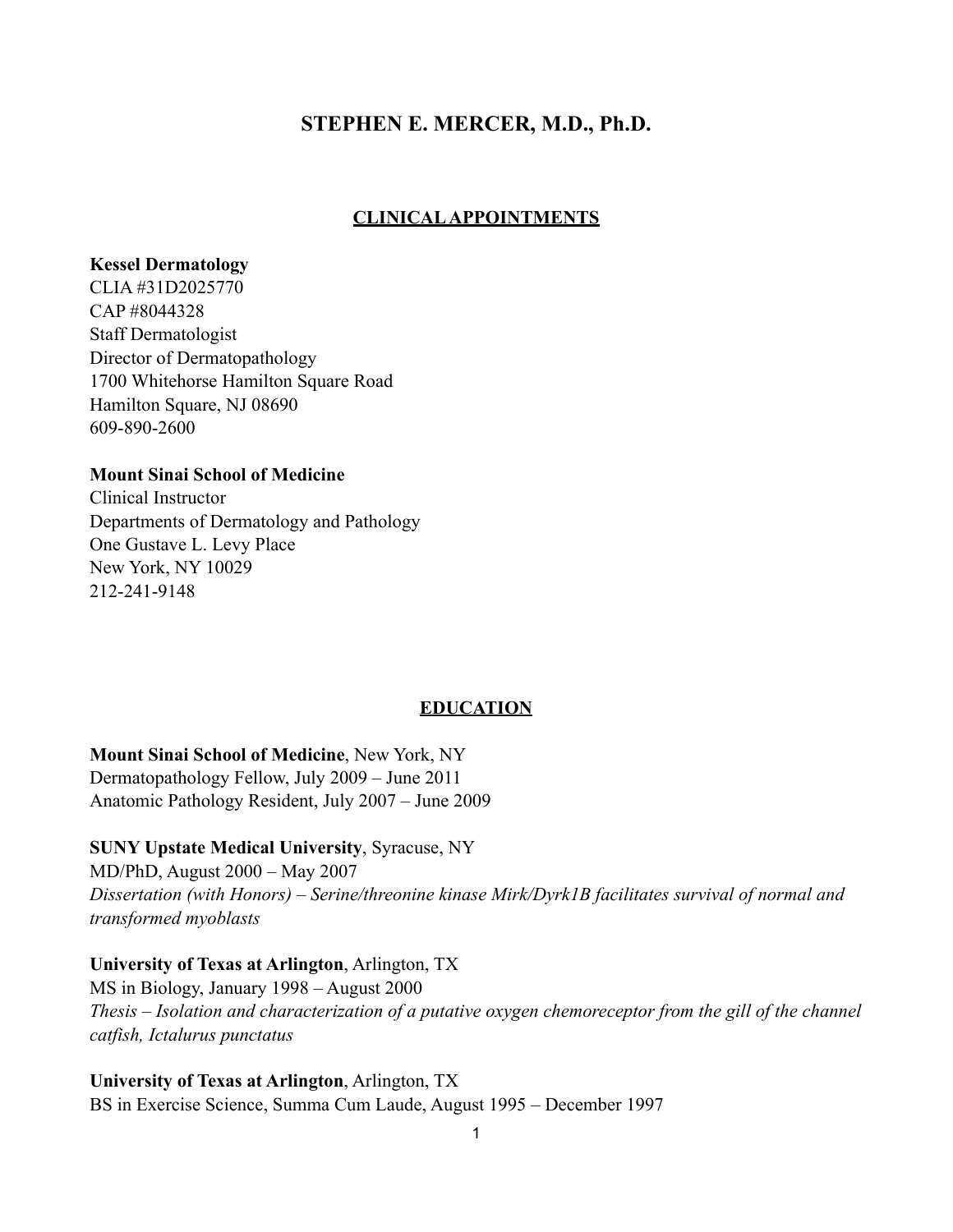# STEPHEN E. MERCER, M.D., Ph.D.

## CLINICAL APPOINTMENTS

**Kessel Dermatology**
CLIA #31D2025770
CAP #8044328
Staff Dermatologist
Director of Dermatopathology
1700 Whitehorse Hamilton Square Road
Hamilton Square, NJ 08690
609-890-2600

**Mount Sinai School of Medicine**
Clinical Instructor
Departments of Dermatology and Pathology
One Gustave L. Levy Place
New York, NY 10029
212-241-9148

## EDUCATION

**Mount Sinai School of Medicine**, New York, NY
Dermatopathology Fellow, July 2009 – June 2011
Anatomic Pathology Resident, July 2007 – June 2009

**SUNY Upstate Medical University**, Syracuse, NY
MD/PhD, August 2000 – May 2007
*Dissertation (with Honors) – Serine/threonine kinase Mirk/Dyrk1B facilitates survival of normal and transformed myoblasts*

**University of Texas at Arlington**, Arlington, TX
MS in Biology, January 1998 – August 2000
*Thesis – Isolation and characterization of a putative oxygen chemoreceptor from the gill of the channel catfish, Ictalurus punctatus*

**University of Texas at Arlington**, Arlington, TX
BS in Exercise Science, Summa Cum Laude, August 1995 – December 1997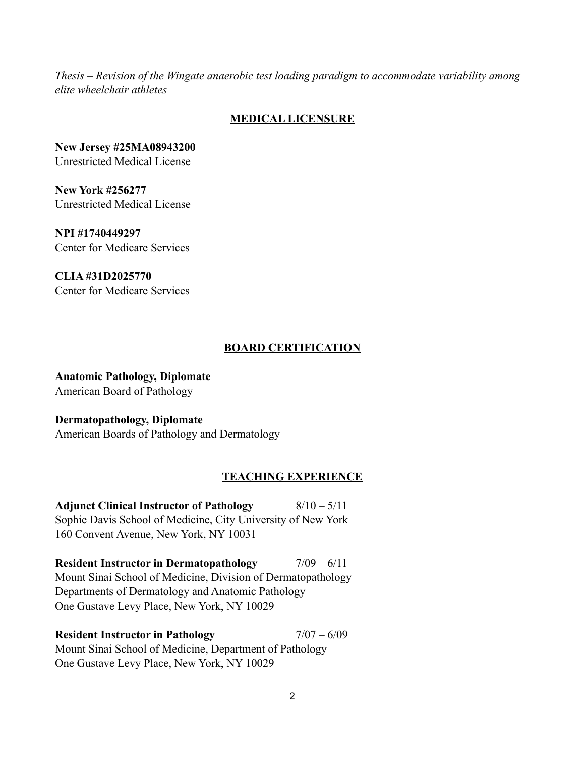*Thesis – Revision of the Wingate anaerobic test loading paradigm to accommodate variability among elite wheelchair athletes*

## MEDICAL LICENSURE

**New Jersey #25MA08943200**
Unrestricted Medical License

**New York #256277**
Unrestricted Medical License

**NPI #1740449297**
Center for Medicare Services

**CLIA #31D2025770**
Center for Medicare Services

## BOARD CERTIFICATION

**Anatomic Pathology, Diplomate**
American Board of Pathology

**Dermatopathology, Diplomate**
American Boards of Pathology and Dermatology

## TEACHING EXPERIENCE

**Adjunct Clinical Instructor of Pathology** 8/10 – 5/11
Sophie Davis School of Medicine, City University of New York
160 Convent Avenue, New York, NY 10031

**Resident Instructor in Dermatopathology** 7/09 – 6/11
Mount Sinai School of Medicine, Division of Dermatopathology
Departments of Dermatology and Anatomic Pathology
One Gustave Levy Place, New York, NY 10029

**Resident Instructor in Pathology** 7/07 – 6/09
Mount Sinai School of Medicine, Department of Pathology
One Gustave Levy Place, New York, NY 10029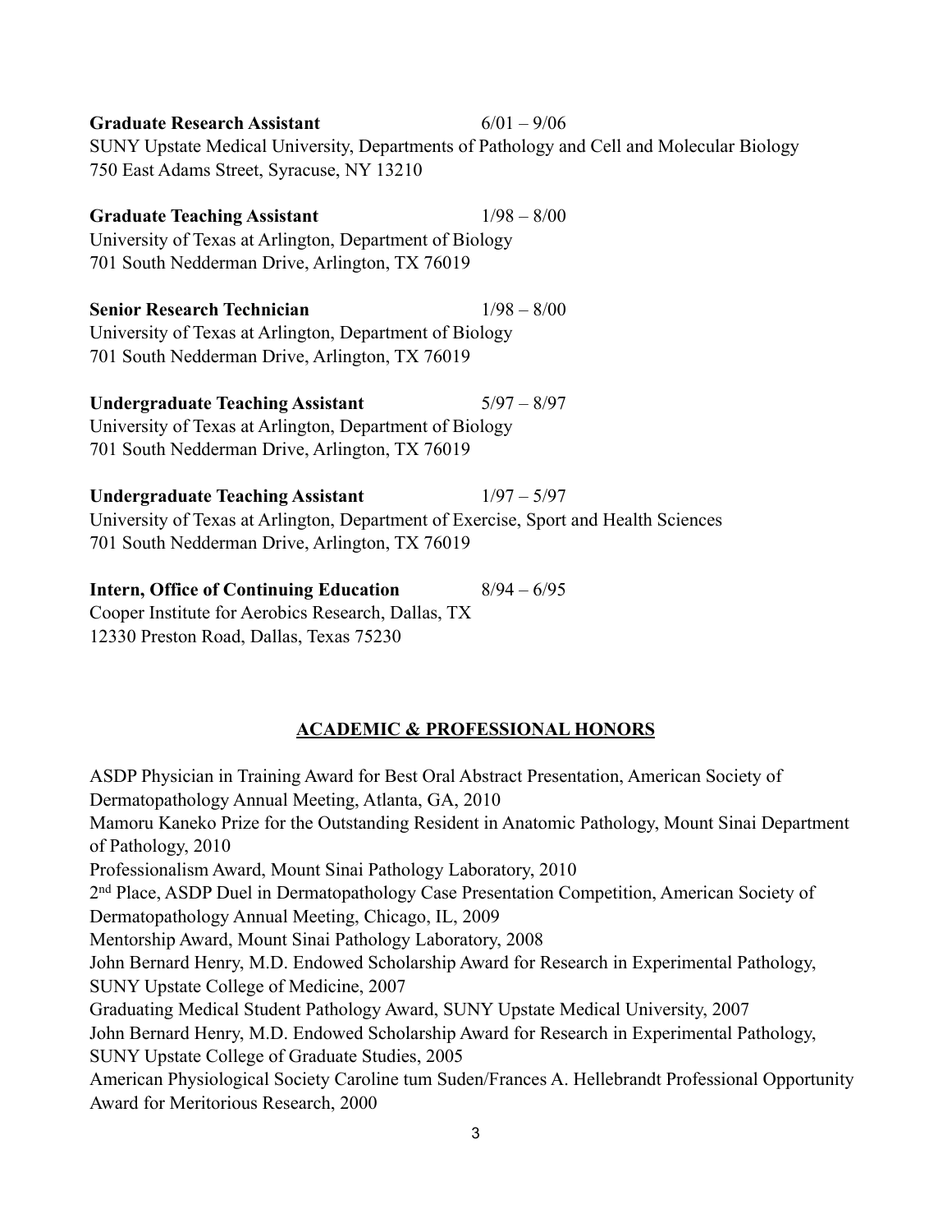**Graduate Research Assistant** 6/01 – 9/06
SUNY Upstate Medical University, Departments of Pathology and Cell and Molecular Biology
750 East Adams Street, Syracuse, NY 13210

**Graduate Teaching Assistant** 1/98 – 8/00
University of Texas at Arlington, Department of Biology
701 South Nedderman Drive, Arlington, TX 76019

**Senior Research Technician** 1/98 – 8/00
University of Texas at Arlington, Department of Biology
701 South Nedderman Drive, Arlington, TX 76019

**Undergraduate Teaching Assistant** 5/97 – 8/97
University of Texas at Arlington, Department of Biology
701 South Nedderman Drive, Arlington, TX 76019

**Undergraduate Teaching Assistant** 1/97 – 5/97
University of Texas at Arlington, Department of Exercise, Sport and Health Sciences
701 South Nedderman Drive, Arlington, TX 76019

**Intern, Office of Continuing Education** 8/94 – 6/95
Cooper Institute for Aerobics Research, Dallas, TX
12330 Preston Road, Dallas, Texas 75230

## ACADEMIC & PROFESSIONAL HONORS

ASDP Physician in Training Award for Best Oral Abstract Presentation, American Society of Dermatopathology Annual Meeting, Atlanta, GA, 2010

Mamoru Kaneko Prize for the Outstanding Resident in Anatomic Pathology, Mount Sinai Department of Pathology, 2010

Professionalism Award, Mount Sinai Pathology Laboratory, 2010

2nd Place, ASDP Duel in Dermatopathology Case Presentation Competition, American Society of Dermatopathology Annual Meeting, Chicago, IL, 2009

Mentorship Award, Mount Sinai Pathology Laboratory, 2008

John Bernard Henry, M.D. Endowed Scholarship Award for Research in Experimental Pathology, SUNY Upstate College of Medicine, 2007

Graduating Medical Student Pathology Award, SUNY Upstate Medical University, 2007

John Bernard Henry, M.D. Endowed Scholarship Award for Research in Experimental Pathology, SUNY Upstate College of Graduate Studies, 2005

American Physiological Society Caroline tum Suden/Frances A. Hellebrandt Professional Opportunity Award for Meritorious Research, 2000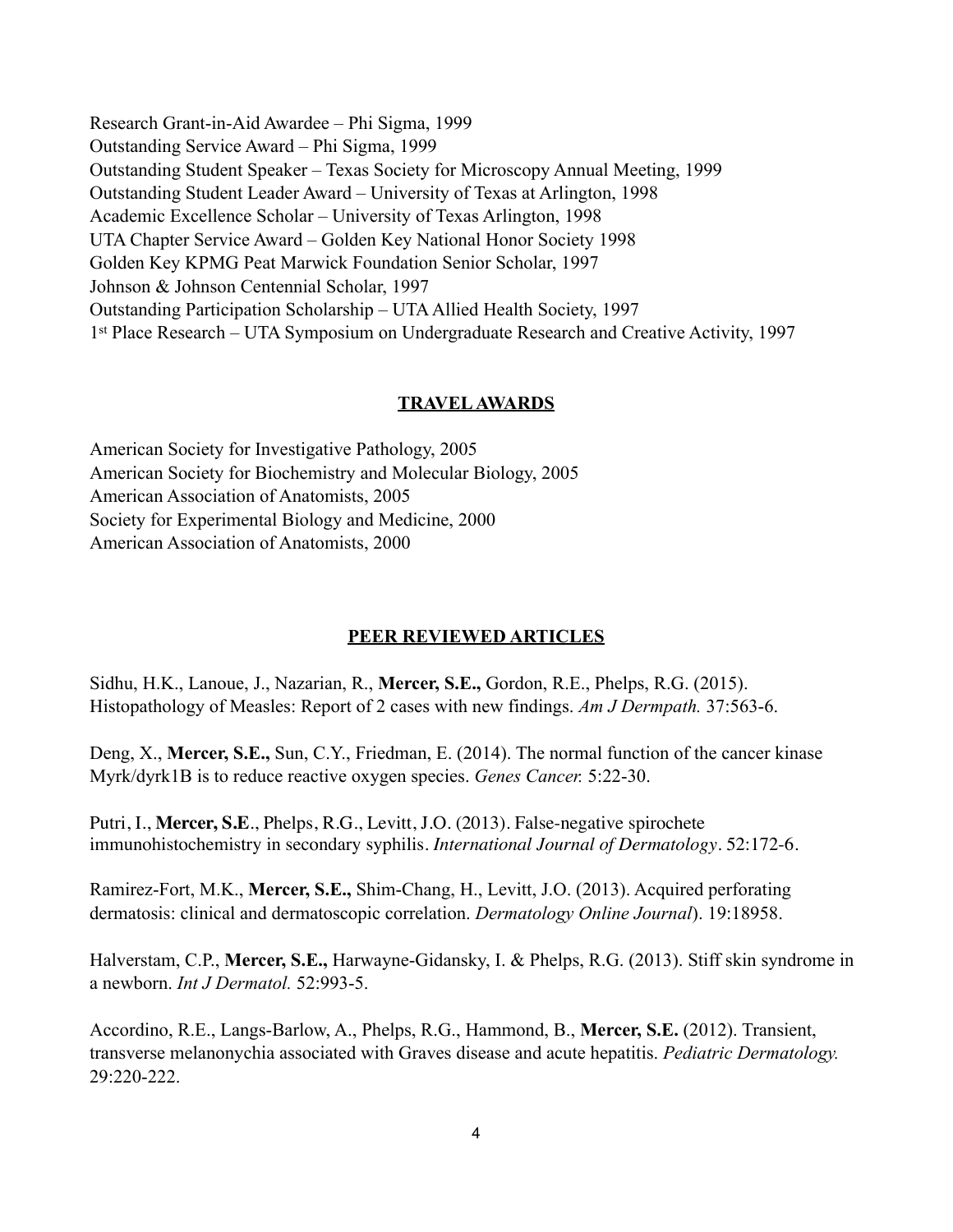Research Grant-in-Aid Awardee – Phi Sigma, 1999
Outstanding Service Award – Phi Sigma, 1999
Outstanding Student Speaker – Texas Society for Microscopy Annual Meeting, 1999
Outstanding Student Leader Award – University of Texas at Arlington, 1998
Academic Excellence Scholar – University of Texas Arlington, 1998
UTA Chapter Service Award – Golden Key National Honor Society 1998
Golden Key KPMG Peat Marwick Foundation Senior Scholar, 1997
Johnson & Johnson Centennial Scholar, 1997
Outstanding Participation Scholarship – UTA Allied Health Society, 1997
1st Place Research – UTA Symposium on Undergraduate Research and Creative Activity, 1997

## TRAVEL AWARDS

American Society for Investigative Pathology, 2005
American Society for Biochemistry and Molecular Biology, 2005
American Association of Anatomists, 2005
Society for Experimental Biology and Medicine, 2000
American Association of Anatomists, 2000

## PEER REVIEWED ARTICLES

Sidhu, H.K., Lanoue, J., Nazarian, R., **Mercer, S.E.,** Gordon, R.E., Phelps, R.G. (2015). Histopathology of Measles: Report of 2 cases with new findings. *Am J Dermpath.* 37:563-6.

Deng, X., **Mercer, S.E.,** Sun, C.Y., Friedman, E. (2014). The normal function of the cancer kinase Myrk/dyrk1B is to reduce reactive oxygen species. *Genes Cancer.* 5:22-30.

Putri, I., **Mercer, S.E**., Phelps, R.G., Levitt, J.O. (2013). False-negative spirochete immunohistochemistry in secondary syphilis. *International Journal of Dermatology*. 52:172-6.

Ramirez-Fort, M.K., **Mercer, S.E.,** Shim-Chang, H., Levitt, J.O. (2013). Acquired perforating dermatosis: clinical and dermatoscopic correlation. *Dermatology Online Journal*). 19:18958.

Halverstam, C.P., **Mercer, S.E.,** Harwayne-Gidansky, I. & Phelps, R.G. (2013). Stiff skin syndrome in a newborn. *Int J Dermatol.* 52:993-5.

Accordino, R.E., Langs-Barlow, A., Phelps, R.G., Hammond, B., **Mercer, S.E.** (2012). Transient, transverse melanonychia associated with Graves disease and acute hepatitis. *Pediatric Dermatology.* 29:220-222.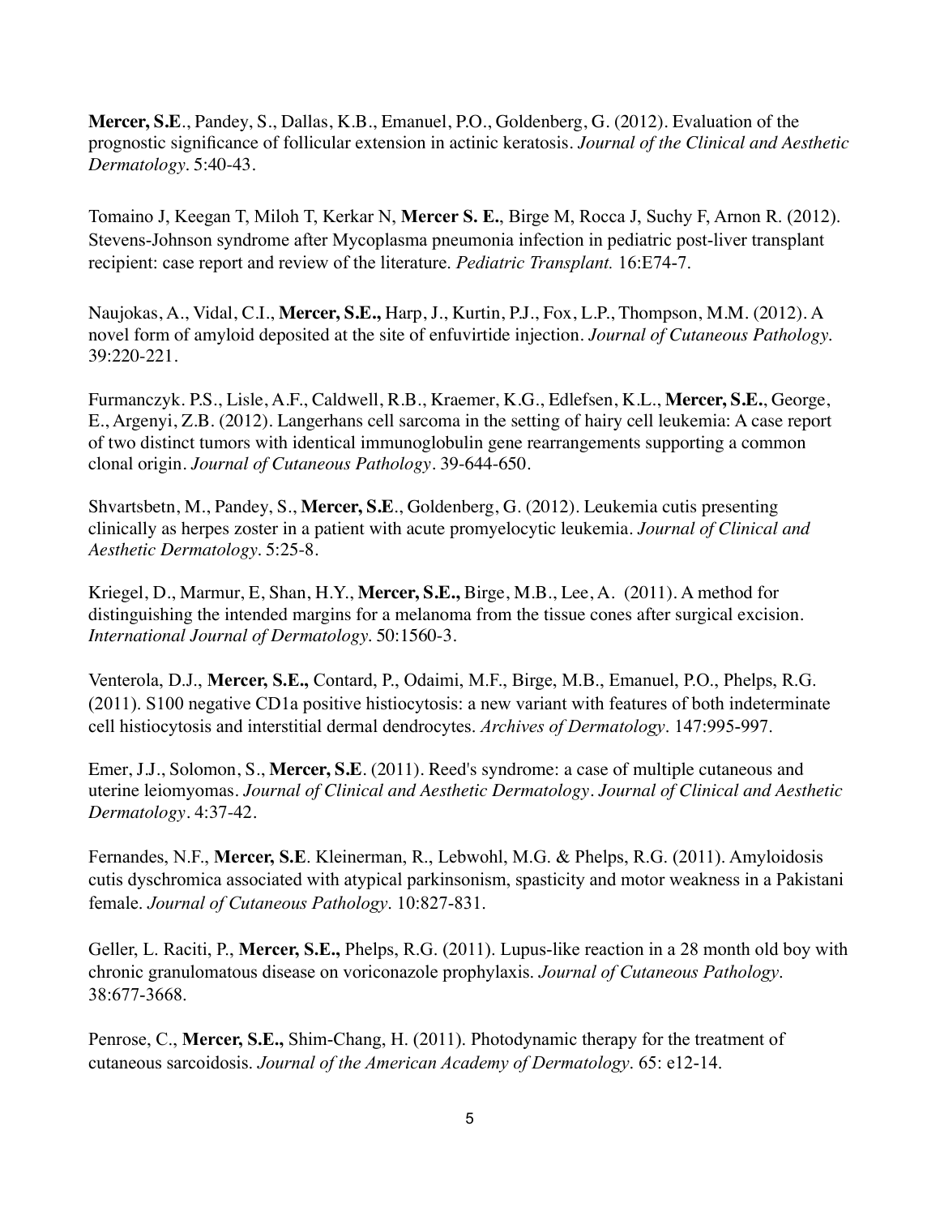**Mercer, S.E**., Pandey, S., Dallas, K.B., Emanuel, P.O., Goldenberg, G. (2012). Evaluation of the prognostic significance of follicular extension in actinic keratosis. *Journal of the Clinical and Aesthetic Dermatology*. 5:40-43.

Tomaino J, Keegan T, Miloh T, Kerkar N, **Mercer S. E.**, Birge M, Rocca J, Suchy F, Arnon R. (2012). Stevens-Johnson syndrome after Mycoplasma pneumonia infection in pediatric post-liver transplant recipient: case report and review of the literature. *Pediatric Transplant.* 16:E74-7.

Naujokas, A., Vidal, C.I., **Mercer, S.E.,** Harp, J., Kurtin, P.J., Fox, L.P., Thompson, M.M. (2012). A novel form of amyloid deposited at the site of enfuvirtide injection. *Journal of Cutaneous Pathology.* 39:220-221.

Furmanczyk. P.S., Lisle, A.F., Caldwell, R.B., Kraemer, K.G., Edlefsen, K.L., **Mercer, S.E.**, George, E., Argenyi, Z.B. (2012). Langerhans cell sarcoma in the setting of hairy cell leukemia: A case report of two distinct tumors with identical immunoglobulin gene rearrangements supporting a common clonal origin. *Journal of Cutaneous Pathology*. 39-644-650.

Shvartsbetn, M., Pandey, S., **Mercer, S.E**., Goldenberg, G. (2012). Leukemia cutis presenting clinically as herpes zoster in a patient with acute promyelocytic leukemia. *Journal of Clinical and Aesthetic Dermatology*. 5:25-8.

Kriegel, D., Marmur, E, Shan, H.Y., **Mercer, S.E.,** Birge, M.B., Lee, A. (2011). A method for distinguishing the intended margins for a melanoma from the tissue cones after surgical excision. *International Journal of Dermatology*. 50:1560-3.

Venterola, D.J., **Mercer, S.E.,** Contard, P., Odaimi, M.F., Birge, M.B., Emanuel, P.O., Phelps, R.G. (2011). S100 negative CD1a positive histiocytosis: a new variant with features of both indeterminate cell histiocytosis and interstitial dermal dendrocytes. *Archives of Dermatology*. 147:995-997.

Emer, J.J., Solomon, S., **Mercer, S.E**. (2011). Reed's syndrome: a case of multiple cutaneous and uterine leiomyomas. *Journal of Clinical and Aesthetic Dermatology*. *Journal of Clinical and Aesthetic Dermatology*. 4:37-42.

Fernandes, N.F., **Mercer, S.E**. Kleinerman, R., Lebwohl, M.G. & Phelps, R.G. (2011). Amyloidosis cutis dyschromica associated with atypical parkinsonism, spasticity and motor weakness in a Pakistani female. *Journal of Cutaneous Pathology.* 10:827-831.

Geller, L. Raciti, P., **Mercer, S.E.,** Phelps, R.G. (2011). Lupus-like reaction in a 28 month old boy with chronic granulomatous disease on voriconazole prophylaxis. *Journal of Cutaneous Pathology*. 38:677-3668.

Penrose, C., **Mercer, S.E.,** Shim-Chang, H. (2011). Photodynamic therapy for the treatment of cutaneous sarcoidosis. *Journal of the American Academy of Dermatology*. 65: e12-14.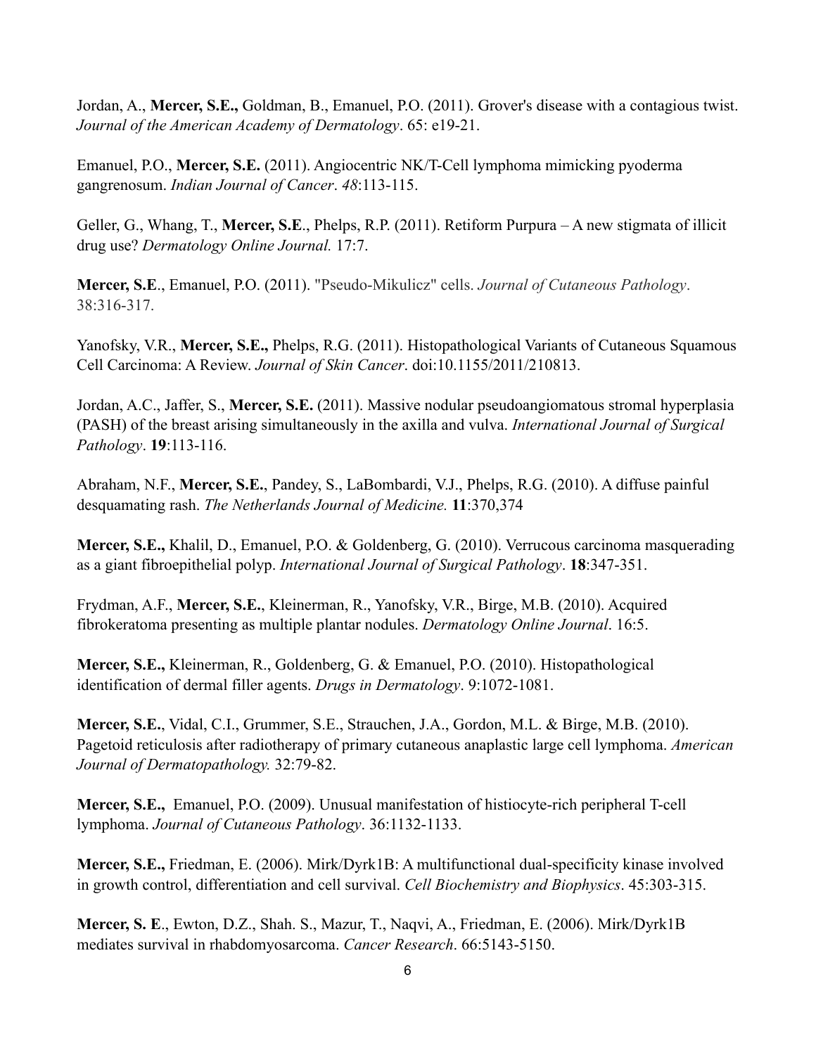Jordan, A., **Mercer, S.E.,** Goldman, B., Emanuel, P.O. (2011). Grover's disease with a contagious twist. *Journal of the American Academy of Dermatology*. 65: e19-21.

Emanuel, P.O., **Mercer, S.E.** (2011). Angiocentric NK/T-Cell lymphoma mimicking pyoderma gangrenosum. *Indian Journal of Cancer*. *48*:113-115.

Geller, G., Whang, T., **Mercer, S.E**., Phelps, R.P. (2011). Retiform Purpura – A new stigmata of illicit drug use? *Dermatology Online Journal.* 17:7.

**Mercer, S.E**., Emanuel, P.O. (2011). "Pseudo-Mikulicz" cells. *Journal of Cutaneous Pathology*. 38:316-317.

Yanofsky, V.R., **Mercer, S.E.,** Phelps, R.G. (2011). Histopathological Variants of Cutaneous Squamous Cell Carcinoma: A Review. *Journal of Skin Cancer*. doi:10.1155/2011/210813.

Jordan, A.C., Jaffer, S., **Mercer, S.E.** (2011). Massive nodular pseudoangiomatous stromal hyperplasia (PASH) of the breast arising simultaneously in the axilla and vulva. *International Journal of Surgical Pathology*. **19**:113-116.

Abraham, N.F., **Mercer, S.E.**, Pandey, S., LaBombardi, V.J., Phelps, R.G. (2010). A diffuse painful desquamating rash. *The Netherlands Journal of Medicine.* **11**:370,374

**Mercer, S.E.,** Khalil, D., Emanuel, P.O. & Goldenberg, G. (2010). Verrucous carcinoma masquerading as a giant fibroepithelial polyp. *International Journal of Surgical Pathology*. **18**:347-351.

Frydman, A.F., **Mercer, S.E.**, Kleinerman, R., Yanofsky, V.R., Birge, M.B. (2010). Acquired fibrokeratoma presenting as multiple plantar nodules. *Dermatology Online Journal*. 16:5.

**Mercer, S.E.,** Kleinerman, R., Goldenberg, G. & Emanuel, P.O. (2010). Histopathological identification of dermal filler agents. *Drugs in Dermatology*. 9:1072-1081.

**Mercer, S.E.**, Vidal, C.I., Grummer, S.E., Strauchen, J.A., Gordon, M.L. & Birge, M.B. (2010). Pagetoid reticulosis after radiotherapy of primary cutaneous anaplastic large cell lymphoma. *American Journal of Dermatopathology.* 32:79-82.

**Mercer, S.E.,** Emanuel, P.O. (2009). Unusual manifestation of histiocyte-rich peripheral T-cell lymphoma. *Journal of Cutaneous Pathology*. 36:1132-1133.

**Mercer, S.E.,** Friedman, E. (2006). Mirk/Dyrk1B: A multifunctional dual-specificity kinase involved in growth control, differentiation and cell survival. *Cell Biochemistry and Biophysics*. 45:303-315.

**Mercer, S. E**., Ewton, D.Z., Shah. S., Mazur, T., Naqvi, A., Friedman, E. (2006). Mirk/Dyrk1B mediates survival in rhabdomyosarcoma. *Cancer Research*. 66:5143-5150.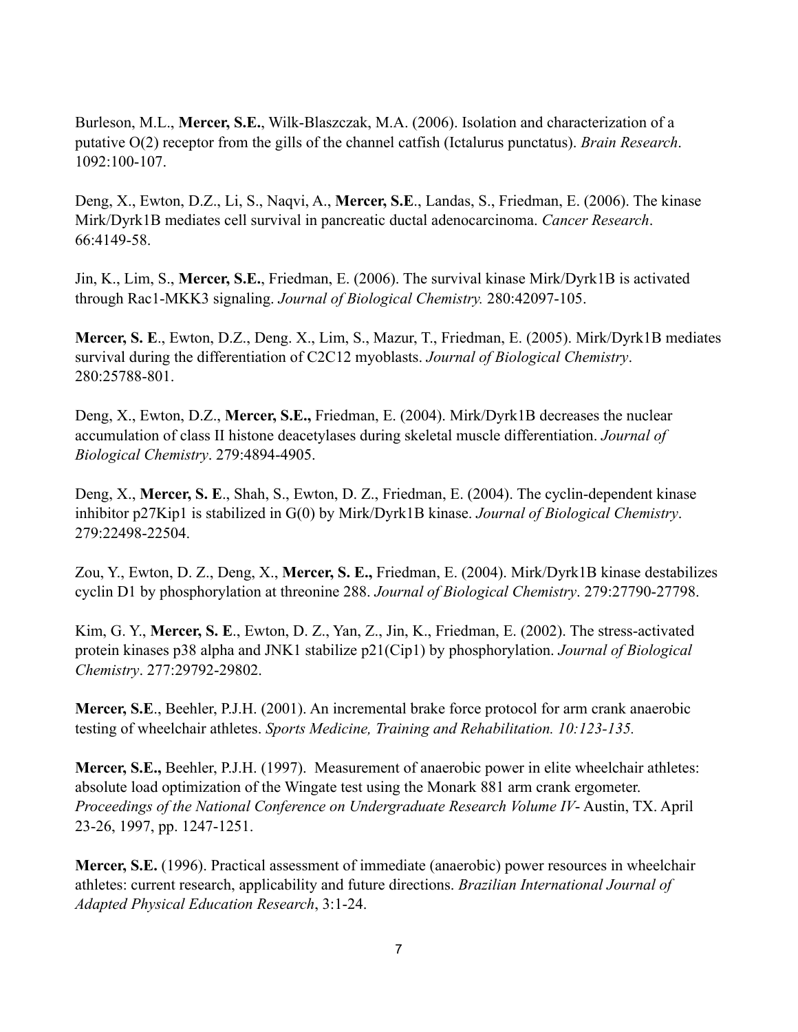Burleson, M.L., **Mercer, S.E.**, Wilk-Blaszczak, M.A. (2006). Isolation and characterization of a putative O(2) receptor from the gills of the channel catfish (Ictalurus punctatus). *Brain Research*. 1092:100-107.

Deng, X., Ewton, D.Z., Li, S., Naqvi, A., **Mercer, S.E**., Landas, S., Friedman, E. (2006). The kinase Mirk/Dyrk1B mediates cell survival in pancreatic ductal adenocarcinoma. *Cancer Research*. 66:4149-58.

Jin, K., Lim, S., **Mercer, S.E.**, Friedman, E. (2006). The survival kinase Mirk/Dyrk1B is activated through Rac1-MKK3 signaling. *Journal of Biological Chemistry.* 280:42097-105.

**Mercer, S. E**., Ewton, D.Z., Deng. X., Lim, S., Mazur, T., Friedman, E. (2005). Mirk/Dyrk1B mediates survival during the differentiation of C2C12 myoblasts. *Journal of Biological Chemistry*. 280:25788-801.

Deng, X., Ewton, D.Z., **Mercer, S.E.,** Friedman, E. (2004). Mirk/Dyrk1B decreases the nuclear accumulation of class II histone deacetylases during skeletal muscle differentiation. *Journal of Biological Chemistry*. 279:4894-4905.

Deng, X., **Mercer, S. E**., Shah, S., Ewton, D. Z., Friedman, E. (2004). The cyclin-dependent kinase inhibitor p27Kip1 is stabilized in G(0) by Mirk/Dyrk1B kinase. *Journal of Biological Chemistry*. 279:22498-22504.

Zou, Y., Ewton, D. Z., Deng, X., **Mercer, S. E.,** Friedman, E. (2004). Mirk/Dyrk1B kinase destabilizes cyclin D1 by phosphorylation at threonine 288. *Journal of Biological Chemistry*. 279:27790-27798.

Kim, G. Y., **Mercer, S. E**., Ewton, D. Z., Yan, Z., Jin, K., Friedman, E. (2002). The stress-activated protein kinases p38 alpha and JNK1 stabilize p21(Cip1) by phosphorylation. *Journal of Biological Chemistry*. 277:29792-29802.

**Mercer, S.E**., Beehler, P.J.H. (2001). An incremental brake force protocol for arm crank anaerobic testing of wheelchair athletes. *Sports Medicine, Training and Rehabilitation. 10:123-135.*

**Mercer, S.E.,** Beehler, P.J.H. (1997). Measurement of anaerobic power in elite wheelchair athletes: absolute load optimization of the Wingate test using the Monark 881 arm crank ergometer. *Proceedings of the National Conference on Undergraduate Research Volume IV*- Austin, TX. April 23-26, 1997, pp. 1247-1251.

**Mercer, S.E.** (1996). Practical assessment of immediate (anaerobic) power resources in wheelchair athletes: current research, applicability and future directions. *Brazilian International Journal of Adapted Physical Education Research*, 3:1-24.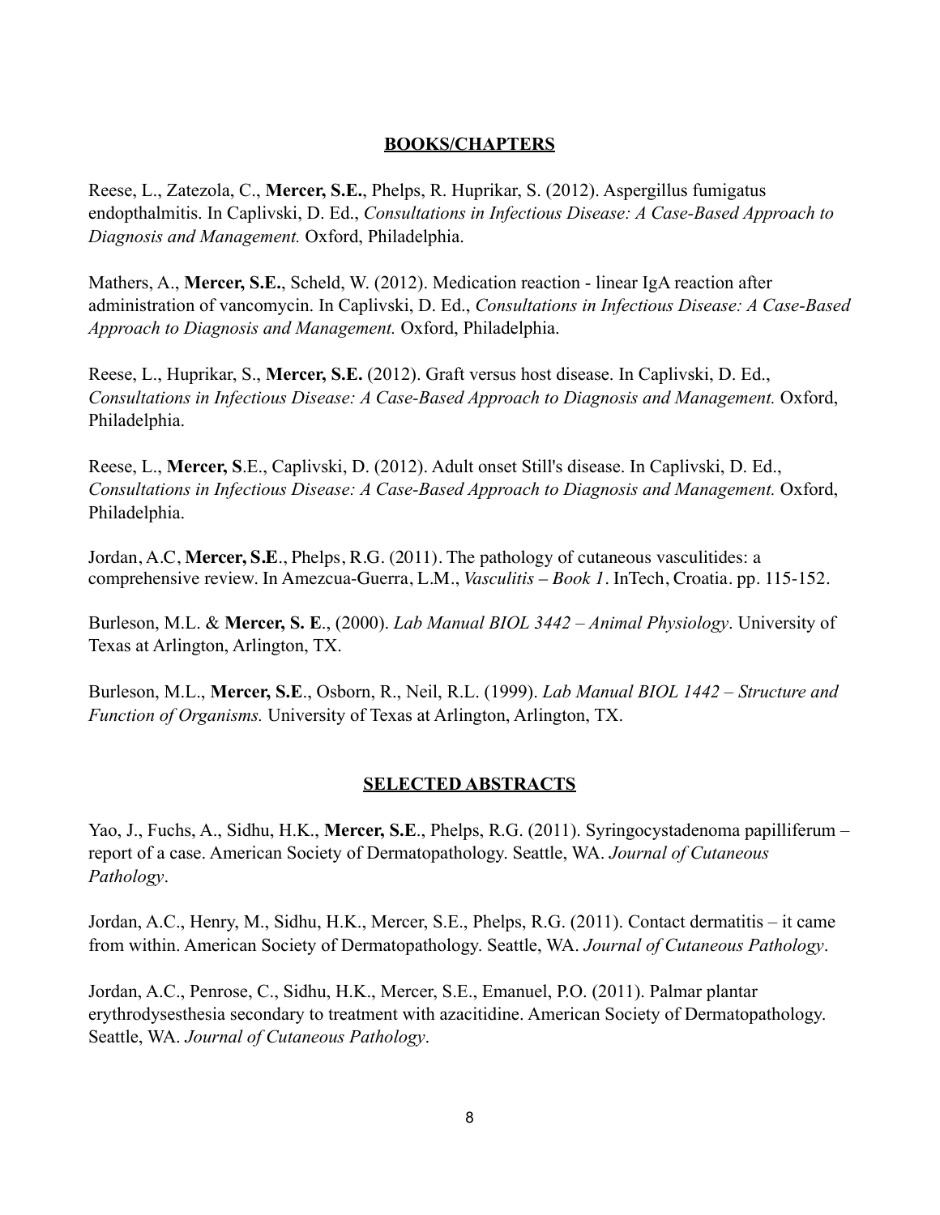## BOOKS/CHAPTERS

Reese, L., Zatezola, C., **Mercer, S.E.**, Phelps, R. Huprikar, S. (2012). Aspergillus fumigatus endopthalmitis. In Caplivski, D. Ed., *Consultations in Infectious Disease: A Case-Based Approach to Diagnosis and Management.* Oxford, Philadelphia.

Mathers, A., **Mercer, S.E.**, Scheld, W. (2012). Medication reaction - linear IgA reaction after administration of vancomycin. In Caplivski, D. Ed., *Consultations in Infectious Disease: A Case-Based Approach to Diagnosis and Management.* Oxford, Philadelphia.

Reese, L., Huprikar, S., **Mercer, S.E.** (2012). Graft versus host disease. In Caplivski, D. Ed., *Consultations in Infectious Disease: A Case-Based Approach to Diagnosis and Management.* Oxford, Philadelphia.

Reese, L., **Mercer, S**.E., Caplivski, D. (2012). Adult onset Still's disease. In Caplivski, D. Ed., *Consultations in Infectious Disease: A Case-Based Approach to Diagnosis and Management.* Oxford, Philadelphia.

Jordan, A.C, **Mercer, S.E**., Phelps, R.G. (2011). The pathology of cutaneous vasculitides: a comprehensive review. In Amezcua-Guerra, L.M., *Vasculitis – Book 1*. InTech, Croatia. pp. 115-152.

Burleson, M.L. & **Mercer, S. E**., (2000). *Lab Manual BIOL 3442 – Animal Physiology*. University of Texas at Arlington, Arlington, TX.

Burleson, M.L., **Mercer, S.E**., Osborn, R., Neil, R.L. (1999). *Lab Manual BIOL 1442 – Structure and Function of Organisms.* University of Texas at Arlington, Arlington, TX.

## SELECTED ABSTRACTS

Yao, J., Fuchs, A., Sidhu, H.K., **Mercer, S.E**., Phelps, R.G. (2011). Syringocystadenoma papilliferum – report of a case. American Society of Dermatopathology. Seattle, WA. *Journal of Cutaneous Pathology*.

Jordan, A.C., Henry, M., Sidhu, H.K., Mercer, S.E., Phelps, R.G. (2011). Contact dermatitis – it came from within. American Society of Dermatopathology. Seattle, WA. *Journal of Cutaneous Pathology*.

Jordan, A.C., Penrose, C., Sidhu, H.K., Mercer, S.E., Emanuel, P.O. (2011). Palmar plantar erythrodysesthesia secondary to treatment with azacitidine. American Society of Dermatopathology. Seattle, WA. *Journal of Cutaneous Pathology*.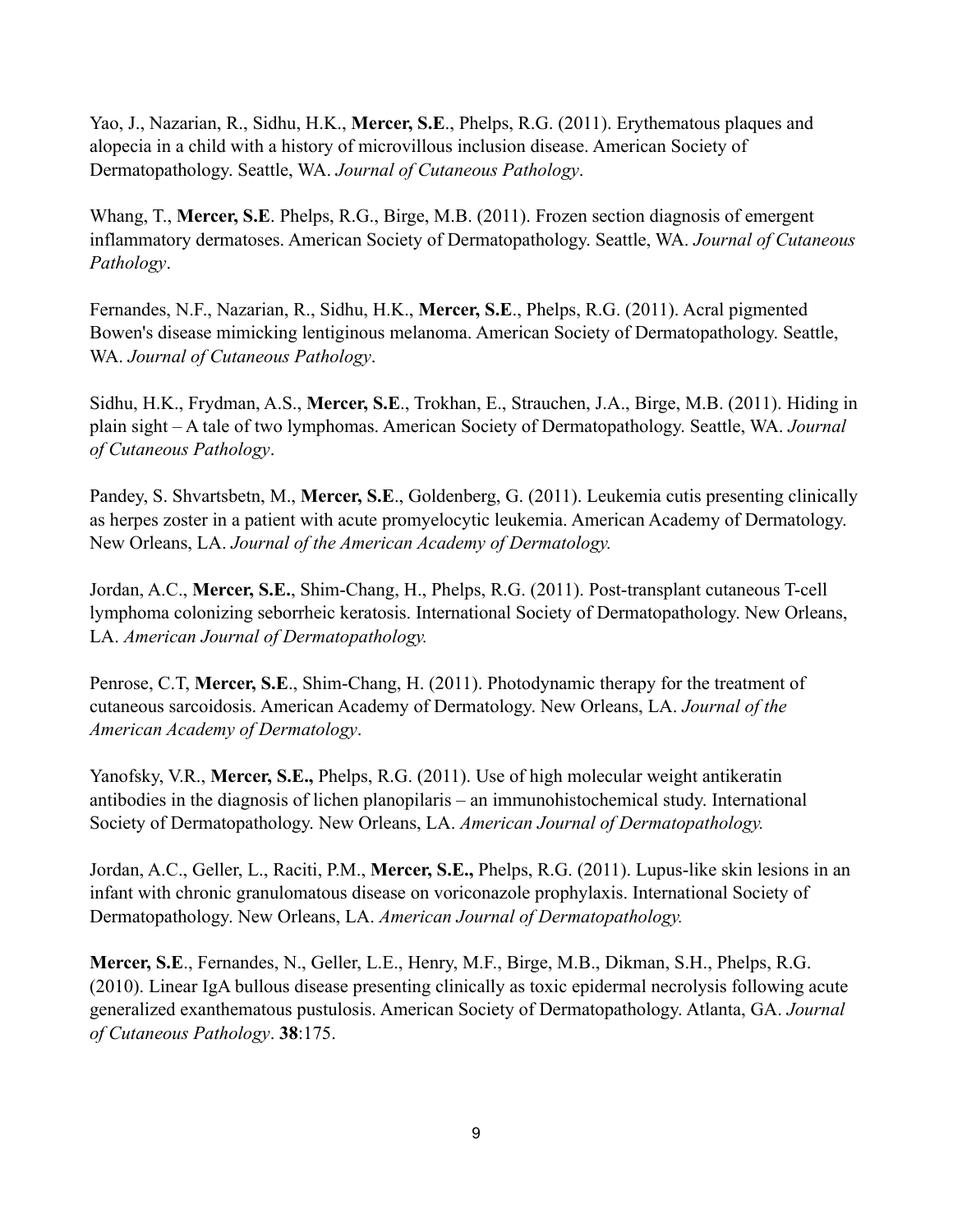Yao, J., Nazarian, R., Sidhu, H.K., **Mercer, S.E**., Phelps, R.G. (2011). Erythematous plaques and alopecia in a child with a history of microvillous inclusion disease. American Society of Dermatopathology. Seattle, WA. *Journal of Cutaneous Pathology*.

Whang, T., **Mercer, S.E**. Phelps, R.G., Birge, M.B. (2011). Frozen section diagnosis of emergent inflammatory dermatoses. American Society of Dermatopathology. Seattle, WA. *Journal of Cutaneous Pathology*.

Fernandes, N.F., Nazarian, R., Sidhu, H.K., **Mercer, S.E**., Phelps, R.G. (2011). Acral pigmented Bowen's disease mimicking lentiginous melanoma. American Society of Dermatopathology. Seattle, WA. *Journal of Cutaneous Pathology*.

Sidhu, H.K., Frydman, A.S., **Mercer, S.E**., Trokhan, E., Strauchen, J.A., Birge, M.B. (2011). Hiding in plain sight – A tale of two lymphomas. American Society of Dermatopathology. Seattle, WA. *Journal of Cutaneous Pathology*.

Pandey, S. Shvartsbetn, M., **Mercer, S.E**., Goldenberg, G. (2011). Leukemia cutis presenting clinically as herpes zoster in a patient with acute promyelocytic leukemia. American Academy of Dermatology. New Orleans, LA. *Journal of the American Academy of Dermatology.*

Jordan, A.C., **Mercer, S.E.**, Shim-Chang, H., Phelps, R.G. (2011). Post-transplant cutaneous T-cell lymphoma colonizing seborrheic keratosis. International Society of Dermatopathology. New Orleans, LA. *American Journal of Dermatopathology.*

Penrose, C.T, **Mercer, S.E**., Shim-Chang, H. (2011). Photodynamic therapy for the treatment of cutaneous sarcoidosis. American Academy of Dermatology. New Orleans, LA. *Journal of the American Academy of Dermatology*.

Yanofsky, V.R., **Mercer, S.E.,** Phelps, R.G. (2011). Use of high molecular weight antikeratin antibodies in the diagnosis of lichen planopilaris – an immunohistochemical study. International Society of Dermatopathology. New Orleans, LA. *American Journal of Dermatopathology.*

Jordan, A.C., Geller, L., Raciti, P.M., **Mercer, S.E.,** Phelps, R.G. (2011). Lupus-like skin lesions in an infant with chronic granulomatous disease on voriconazole prophylaxis. International Society of Dermatopathology. New Orleans, LA. *American Journal of Dermatopathology.*

**Mercer, S.E**., Fernandes, N., Geller, L.E., Henry, M.F., Birge, M.B., Dikman, S.H., Phelps, R.G. (2010). Linear IgA bullous disease presenting clinically as toxic epidermal necrolysis following acute generalized exanthematous pustulosis. American Society of Dermatopathology. Atlanta, GA. *Journal of Cutaneous Pathology*. **38**:175.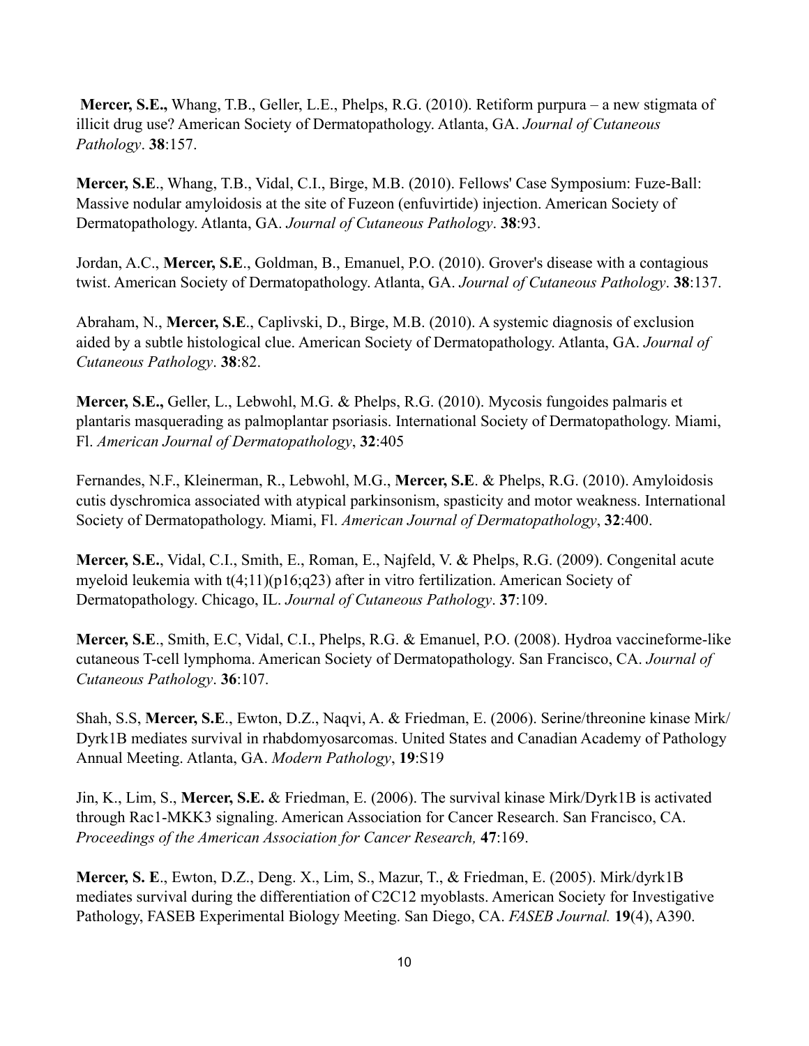**Mercer, S.E.,** Whang, T.B., Geller, L.E., Phelps, R.G. (2010). Retiform purpura – a new stigmata of illicit drug use? American Society of Dermatopathology. Atlanta, GA. *Journal of Cutaneous Pathology*. **38**:157.

**Mercer, S.E**., Whang, T.B., Vidal, C.I., Birge, M.B. (2010). Fellows' Case Symposium: Fuze-Ball: Massive nodular amyloidosis at the site of Fuzeon (enfuvirtide) injection. American Society of Dermatopathology. Atlanta, GA. *Journal of Cutaneous Pathology*. **38**:93.

Jordan, A.C., **Mercer, S.E**., Goldman, B., Emanuel, P.O. (2010). Grover's disease with a contagious twist. American Society of Dermatopathology. Atlanta, GA. *Journal of Cutaneous Pathology*. **38**:137.

Abraham, N., **Mercer, S.E**., Caplivski, D., Birge, M.B. (2010). A systemic diagnosis of exclusion aided by a subtle histological clue. American Society of Dermatopathology. Atlanta, GA. *Journal of Cutaneous Pathology*. **38**:82.

**Mercer, S.E.,** Geller, L., Lebwohl, M.G. & Phelps, R.G. (2010). Mycosis fungoides palmaris et plantaris masquerading as palmoplantar psoriasis. International Society of Dermatopathology. Miami, Fl. *American Journal of Dermatopathology*, **32**:405

Fernandes, N.F., Kleinerman, R., Lebwohl, M.G., **Mercer, S.E**. & Phelps, R.G. (2010). Amyloidosis cutis dyschromica associated with atypical parkinsonism, spasticity and motor weakness. International Society of Dermatopathology. Miami, Fl. *American Journal of Dermatopathology*, **32**:400.

**Mercer, S.E.**, Vidal, C.I., Smith, E., Roman, E., Najfeld, V. & Phelps, R.G. (2009). Congenital acute myeloid leukemia with t(4;11)(p16;q23) after in vitro fertilization. American Society of Dermatopathology. Chicago, IL. *Journal of Cutaneous Pathology*. **37**:109.

**Mercer, S.E**., Smith, E.C, Vidal, C.I., Phelps, R.G. & Emanuel, P.O. (2008). Hydroa vaccineforme-like cutaneous T-cell lymphoma. American Society of Dermatopathology. San Francisco, CA. *Journal of Cutaneous Pathology*. **36**:107.

Shah, S.S, **Mercer, S.E**., Ewton, D.Z., Naqvi, A. & Friedman, E. (2006). Serine/threonine kinase Mirk/Dyrk1B mediates survival in rhabdomyosarcomas. United States and Canadian Academy of Pathology Annual Meeting. Atlanta, GA. *Modern Pathology*, **19**:S19

Jin, K., Lim, S., **Mercer, S.E.** & Friedman, E. (2006). The survival kinase Mirk/Dyrk1B is activated through Rac1-MKK3 signaling. American Association for Cancer Research. San Francisco, CA. *Proceedings of the American Association for Cancer Research,* **47**:169.

**Mercer, S. E**., Ewton, D.Z., Deng. X., Lim, S., Mazur, T., & Friedman, E. (2005). Mirk/dyrk1B mediates survival during the differentiation of C2C12 myoblasts. American Society for Investigative Pathology, FASEB Experimental Biology Meeting. San Diego, CA. *FASEB Journal.* **19**(4), A390.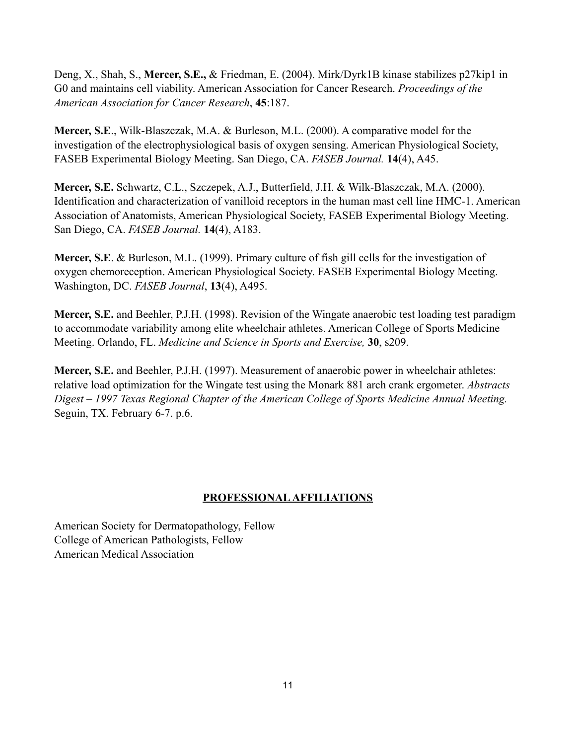Deng, X., Shah, S., **Mercer, S.E.,** & Friedman, E. (2004). Mirk/Dyrk1B kinase stabilizes p27kip1 in G0 and maintains cell viability. American Association for Cancer Research. *Proceedings of the American Association for Cancer Research*, **45**:187.

**Mercer, S.E**., Wilk-Blaszczak, M.A. & Burleson, M.L. (2000). A comparative model for the investigation of the electrophysiological basis of oxygen sensing. American Physiological Society, FASEB Experimental Biology Meeting. San Diego, CA. *FASEB Journal.* **14**(4), A45.

**Mercer, S.E.** Schwartz, C.L., Szczepek, A.J., Butterfield, J.H. & Wilk-Blaszczak, M.A. (2000). Identification and characterization of vanilloid receptors in the human mast cell line HMC-1. American Association of Anatomists, American Physiological Society, FASEB Experimental Biology Meeting. San Diego, CA. *FASEB Journal.* **14**(4), A183.

**Mercer, S.E**. & Burleson, M.L. (1999). Primary culture of fish gill cells for the investigation of oxygen chemoreception. American Physiological Society. FASEB Experimental Biology Meeting. Washington, DC. *FASEB Journal*, **13**(4), A495.

**Mercer, S.E.** and Beehler, P.J.H. (1998). Revision of the Wingate anaerobic test loading test paradigm to accommodate variability among elite wheelchair athletes. American College of Sports Medicine Meeting. Orlando, FL. *Medicine and Science in Sports and Exercise,* **30**, s209.

**Mercer, S.E.** and Beehler, P.J.H. (1997). Measurement of anaerobic power in wheelchair athletes: relative load optimization for the Wingate test using the Monark 881 arch crank ergometer. *Abstracts Digest – 1997 Texas Regional Chapter of the American College of Sports Medicine Annual Meeting.* Seguin, TX. February 6-7. p.6.

## PROFESSIONAL AFFILIATIONS

American Society for Dermatopathology, Fellow
College of American Pathologists, Fellow
American Medical Association